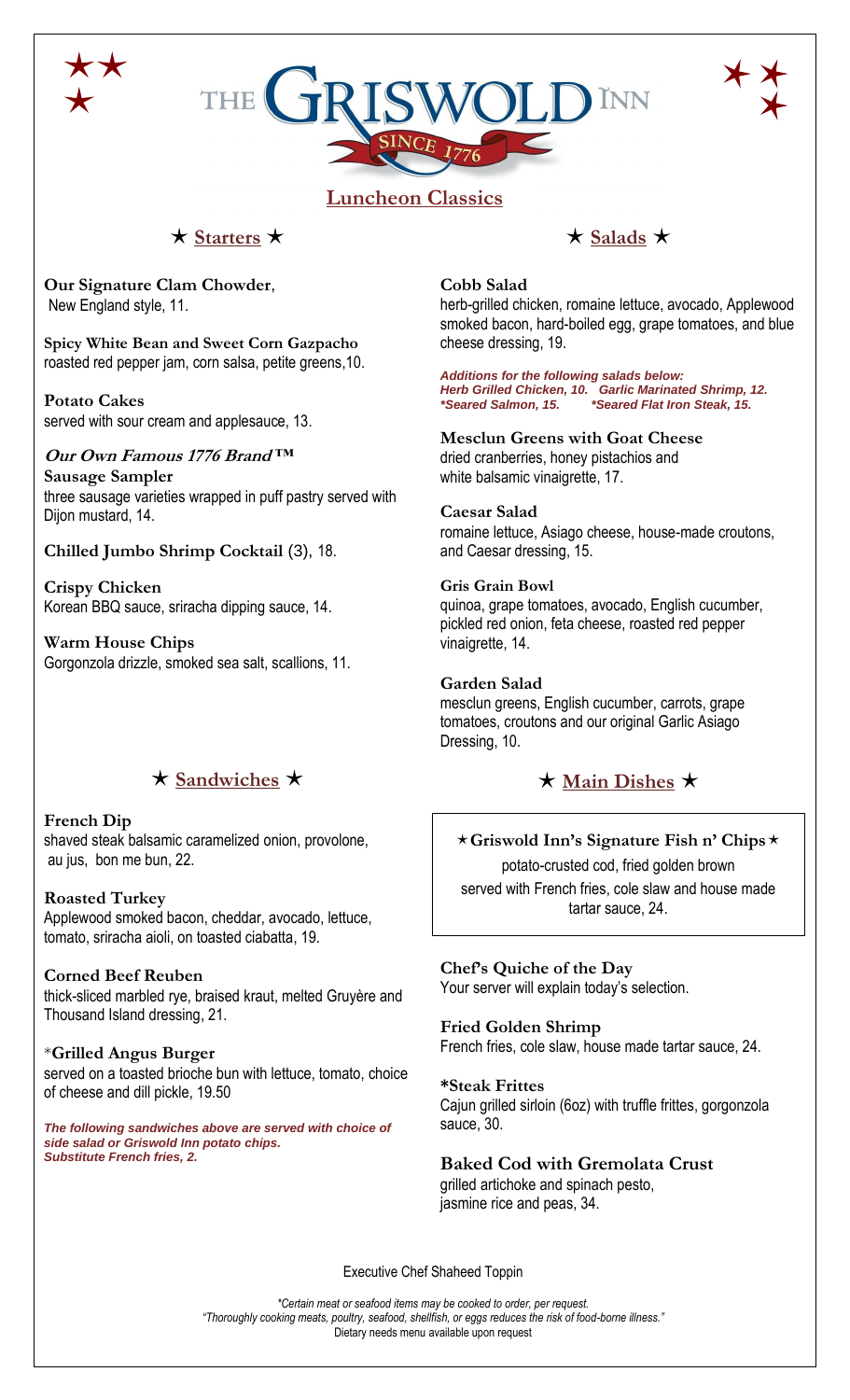# THE GRISWOLD INN

SINCE 1776

## Luncheon Classics

### ★ Starters ★

**Our Signature Clam Chowder**, New England style, 11.

**Spicy White Bean and Sweet Corn Gazpacho**
roasted red pepper jam, corn salsa, petite greens,10.

**Potato Cakes**
served with sour cream and applesauce, 13.

***Our Own Famous 1776 Brand™***
**Sausage Sampler**
three sausage varieties wrapped in puff pastry served with Dijon mustard, 14.

**Chilled Jumbo Shrimp Cocktail** (3), 18.

**Crispy Chicken**
Korean BBQ sauce, sriracha dipping sauce, 14.

**Warm House Chips**
Gorgonzola drizzle, smoked sea salt, scallions, 11.

### ★ Salads ★

**Cobb Salad**
herb-grilled chicken, romaine lettuce, avocado, Applewood smoked bacon, hard-boiled egg, grape tomatoes, and blue cheese dressing, 19.

***Additions for the following salads below:***
***Herb Grilled Chicken, 10. Garlic Marinated Shrimp, 12.***
***\*Seared Salmon, 15. \*Seared Flat Iron Steak, 15.***

**Mesclun Greens with Goat Cheese**
dried cranberries, honey pistachios and white balsamic vinaigrette, 17.

**Caesar Salad**
romaine lettuce, Asiago cheese, house-made croutons, and Caesar dressing, 15.

**Gris Grain Bowl**
quinoa, grape tomatoes, avocado, English cucumber, pickled red onion, feta cheese, roasted red pepper vinaigrette, 14.

**Garden Salad**
mesclun greens, English cucumber, carrots, grape tomatoes, croutons and our original Garlic Asiago Dressing, 10.

### ★ Sandwiches ★

**French Dip**
shaved steak balsamic caramelized onion, provolone, au jus, bon me bun, 22.

**Roasted Turkey**
Applewood smoked bacon, cheddar, avocado, lettuce, tomato, sriracha aioli, on toasted ciabatta, 19.

**Corned Beef Reuben**
thick-sliced marbled rye, braised kraut, melted Gruyère and Thousand Island dressing, 21.

***Grilled Angus Burger**
served on a toasted brioche bun with lettuce, tomato, choice of cheese and dill pickle, 19.50

***The following sandwiches above are served with choice of side salad or Griswold Inn potato chips.***
***Substitute French fries, 2.***

### ★ Main Dishes ★

**★Griswold Inn's Signature Fish n' Chips★**
potato-crusted cod, fried golden brown
served with French fries, cole slaw and house made tartar sauce, 24.

**Chef's Quiche of the Day**
Your server will explain today's selection.

**Fried Golden Shrimp**
French fries, cole slaw, house made tartar sauce, 24.

***Steak Frittes**
Cajun grilled sirloin (6oz) with truffle frittes, gorgonzola sauce, 30.

**Baked Cod with Gremolata Crust**
grilled artichoke and spinach pesto, jasmine rice and peas, 34.

Executive Chef Shaheed Toppin

*\*Certain meat or seafood items may be cooked to order, per request.*
*"Thoroughly cooking meats, poultry, seafood, shellfish, or eggs reduces the risk of food-borne illness."*
Dietary needs menu available upon request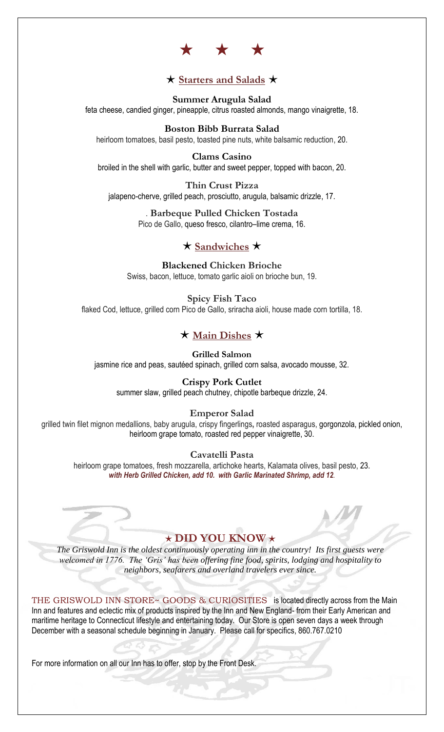★ ★ ★

## ★ Starters and Salads ★

**Summer Arugula Salad**
feta cheese, candied ginger, pineapple, citrus roasted almonds, mango vinaigrette, 18.

**Boston Bibb Burrata Salad**
heirloom tomatoes, basil pesto, toasted pine nuts, white balsamic reduction, 20.

**Clams Casino**
broiled in the shell with garlic, butter and sweet pepper, topped with bacon, 20.

**Thin Crust Pizza**
jalapeno-cherve, grilled peach, prosciutto, arugula, balsamic drizzle, 17.

. **Barbeque Pulled Chicken Tostada**
Pico de Gallo, queso fresco, cilantro–lime crema, 16.

## ★ Sandwiches ★

**Blackened Chicken Brioche**
Swiss, bacon, lettuce, tomato garlic aioli on brioche bun, 19.

**Spicy Fish Taco**
flaked Cod, lettuce, grilled corn Pico de Gallo, sriracha aioli, house made corn tortilla, 18.

## ★ Main Dishes ★

**Grilled Salmon**
jasmine rice and peas, sautéed spinach, grilled corn salsa, avocado mousse, 32.

**Crispy Pork Cutlet**
summer slaw, grilled peach chutney, chipotle barbeque drizzle, 24.

**Emperor Salad**
grilled twin filet mignon medallions, baby arugula, crispy fingerlings, roasted asparagus, gorgonzola, pickled onion, heirloom grape tomato, roasted red pepper vinaigrette, 30.

**Cavatelli Pasta**
heirloom grape tomatoes, fresh mozzarella, artichoke hearts, Kalamata olives, basil pesto, 23.
***with Herb Grilled Chicken, add 10. with Garlic Marinated Shrimp, add 12***.

## ⋆ DID YOU KNOW ⋆

*The Griswold Inn is the oldest continuously operating inn in the country! Its first guests were welcomed in 1776. The 'Gris' has been offering fine food, spirits, lodging and hospitality to neighbors, seafarers and overland travelers ever since.*

THE GRISWOLD INN STORE~ GOODS & CURIOSITIES is located directly across from the Main Inn and features and eclectic mix of products inspired by the Inn and New England- from their Early American and maritime heritage to Connecticut lifestyle and entertaining today. Our Store is open seven days a week through December with a seasonal schedule beginning in January. Please call for specifics, 860.767.0210

For more information on all our Inn has to offer, stop by the Front Desk.